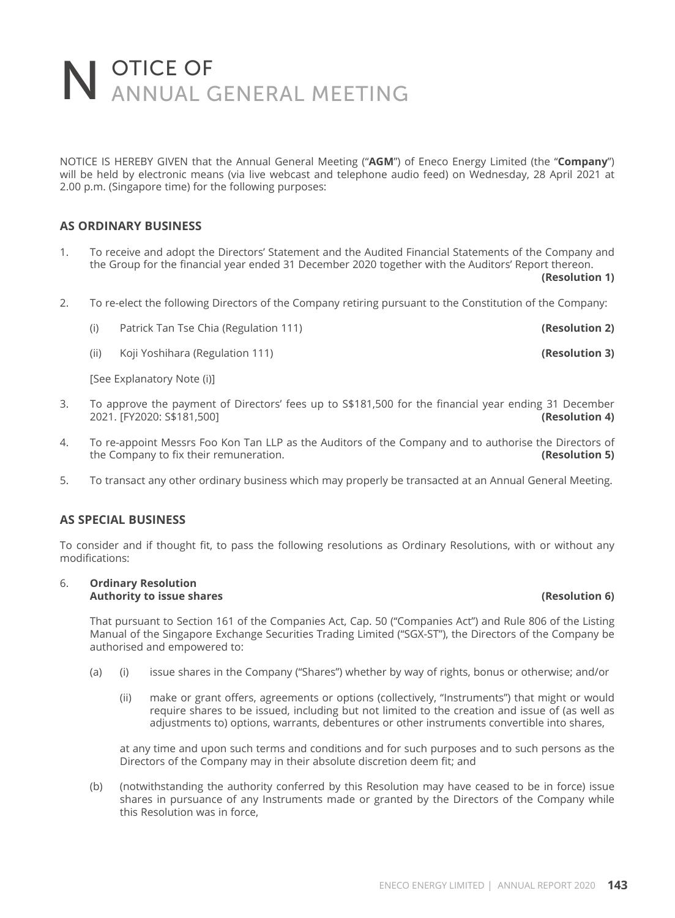# NOTICE OF ANNUAL GENERAL MEETING

NOTICE IS HEREBY GIVEN that the Annual General Meeting ("**AGM**") of Eneco Energy Limited (the "**Company**") will be held by electronic means (via live webcast and telephone audio feed) on Wednesday, 28 April 2021 at 2.00 p.m. (Singapore time) for the following purposes:

## AS ORDINARY BUSINESS

1. To receive and adopt the Directors' Statement and the Audited Financial Statements of the Company and the Group for the financial year ended 31 December 2020 together with the Auditors' Report thereon. **(Resolution 1)**

2. To re-elect the following Directors of the Company retiring pursuant to the Constitution of the Company:

   (i) Patrick Tan Tse Chia (Regulation 111) **(Resolution 2)**

   (ii) Koji Yoshihara (Regulation 111) **(Resolution 3)**

   [See Explanatory Note (i)]

3. To approve the payment of Directors' fees up to S$181,500 for the financial year ending 31 December 2021. [FY2020: S$181,500] **(Resolution 4)**

4. To re-appoint Messrs Foo Kon Tan LLP as the Auditors of the Company and to authorise the Directors of the Company to fix their remuneration. **(Resolution 5)**

5. To transact any other ordinary business which may properly be transacted at an Annual General Meeting.

## AS SPECIAL BUSINESS

To consider and if thought fit, to pass the following resolutions as Ordinary Resolutions, with or without any modifications:

6. **Ordinary Resolution**
   **Authority to issue shares** **(Resolution 6)**

   That pursuant to Section 161 of the Companies Act, Cap. 50 ("Companies Act") and Rule 806 of the Listing Manual of the Singapore Exchange Securities Trading Limited ("SGX-ST"), the Directors of the Company be authorised and empowered to:

   (a) (i) issue shares in the Company ("Shares") whether by way of rights, bonus or otherwise; and/or

   (ii) make or grant offers, agreements or options (collectively, "Instruments") that might or would require shares to be issued, including but not limited to the creation and issue of (as well as adjustments to) options, warrants, debentures or other instruments convertible into shares,

   at any time and upon such terms and conditions and for such purposes and to such persons as the Directors of the Company may in their absolute discretion deem fit; and

   (b) (notwithstanding the authority conferred by this Resolution may have ceased to be in force) issue shares in pursuance of any Instruments made or granted by the Directors of the Company while this Resolution was in force,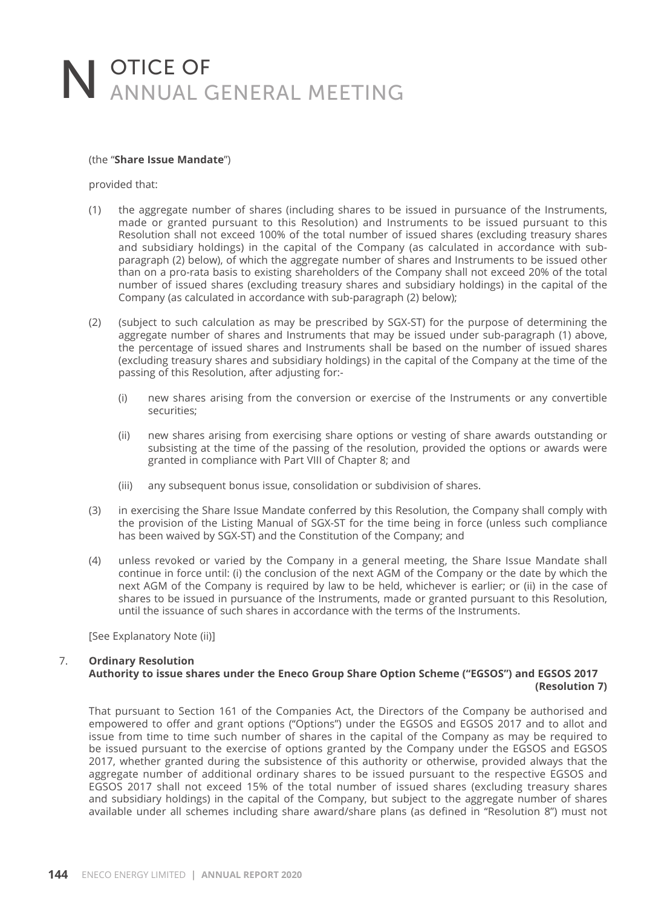(the "**Share Issue Mandate**")

provided that:

(1) the aggregate number of shares (including shares to be issued in pursuance of the Instruments, made or granted pursuant to this Resolution) and Instruments to be issued pursuant to this Resolution shall not exceed 100% of the total number of issued shares (excluding treasury shares and subsidiary holdings) in the capital of the Company (as calculated in accordance with sub-paragraph (2) below), of which the aggregate number of shares and Instruments to be issued other than on a pro-rata basis to existing shareholders of the Company shall not exceed 20% of the total number of issued shares (excluding treasury shares and subsidiary holdings) in the capital of the Company (as calculated in accordance with sub-paragraph (2) below);

(2) (subject to such calculation as may be prescribed by SGX-ST) for the purpose of determining the aggregate number of shares and Instruments that may be issued under sub-paragraph (1) above, the percentage of issued shares and Instruments shall be based on the number of issued shares (excluding treasury shares and subsidiary holdings) in the capital of the Company at the time of the passing of this Resolution, after adjusting for:-

   (i) new shares arising from the conversion or exercise of the Instruments or any convertible securities;

   (ii) new shares arising from exercising share options or vesting of share awards outstanding or subsisting at the time of the passing of the resolution, provided the options or awards were granted in compliance with Part VIII of Chapter 8; and

   (iii) any subsequent bonus issue, consolidation or subdivision of shares.

(3) in exercising the Share Issue Mandate conferred by this Resolution, the Company shall comply with the provision of the Listing Manual of SGX-ST for the time being in force (unless such compliance has been waived by SGX-ST) and the Constitution of the Company; and

(4) unless revoked or varied by the Company in a general meeting, the Share Issue Mandate shall continue in force until: (i) the conclusion of the next AGM of the Company or the date by which the next AGM of the Company is required by law to be held, whichever is earlier; or (ii) in the case of shares to be issued in pursuance of the Instruments, made or granted pursuant to this Resolution, until the issuance of such shares in accordance with the terms of the Instruments.

[See Explanatory Note (ii)]

7. **Ordinary Resolution**
   **Authority to issue shares under the Eneco Group Share Option Scheme ("EGSOS") and EGSOS 2017 (Resolution 7)**

That pursuant to Section 161 of the Companies Act, the Directors of the Company be authorised and empowered to offer and grant options ("Options") under the EGSOS and EGSOS 2017 and to allot and issue from time to time such number of shares in the capital of the Company as may be required to be issued pursuant to the exercise of options granted by the Company under the EGSOS and EGSOS 2017, whether granted during the subsistence of this authority or otherwise, provided always that the aggregate number of additional ordinary shares to be issued pursuant to the respective EGSOS and EGSOS 2017 shall not exceed 15% of the total number of issued shares (excluding treasury shares and subsidiary holdings) in the capital of the Company, but subject to the aggregate number of shares available under all schemes including share award/share plans (as defined in "Resolution 8") must not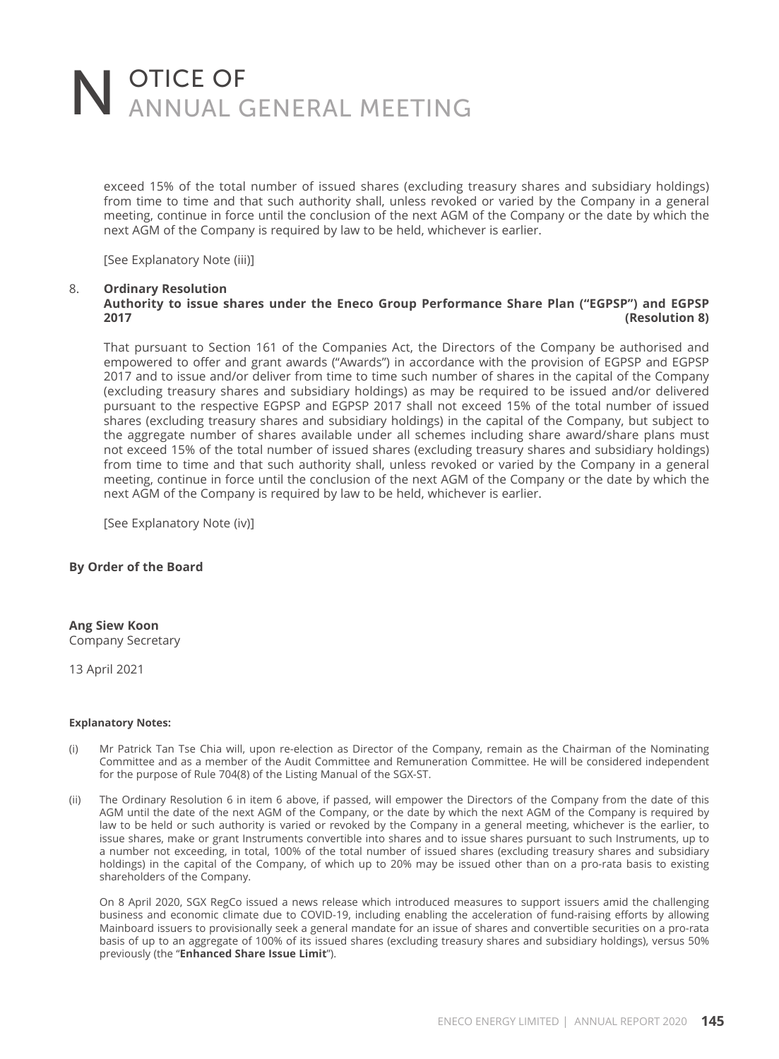exceed 15% of the total number of issued shares (excluding treasury shares and subsidiary holdings) from time to time and that such authority shall, unless revoked or varied by the Company in a general meeting, continue in force until the conclusion of the next AGM of the Company or the date by which the next AGM of the Company is required by law to be held, whichever is earlier.

[See Explanatory Note (iii)]

8. **Ordinary Resolution**
**Authority to issue shares under the Eneco Group Performance Share Plan ("EGPSP") and EGPSP 2017 (Resolution 8)**

That pursuant to Section 161 of the Companies Act, the Directors of the Company be authorised and empowered to offer and grant awards ("Awards") in accordance with the provision of EGPSP and EGPSP 2017 and to issue and/or deliver from time to time such number of shares in the capital of the Company (excluding treasury shares and subsidiary holdings) as may be required to be issued and/or delivered pursuant to the respective EGPSP and EGPSP 2017 shall not exceed 15% of the total number of issued shares (excluding treasury shares and subsidiary holdings) in the capital of the Company, but subject to the aggregate number of shares available under all schemes including share award/share plans must not exceed 15% of the total number of issued shares (excluding treasury shares and subsidiary holdings) from time to time and that such authority shall, unless revoked or varied by the Company in a general meeting, continue in force until the conclusion of the next AGM of the Company or the date by which the next AGM of the Company is required by law to be held, whichever is earlier.

[See Explanatory Note (iv)]

**By Order of the Board**

**Ang Siew Koon**
Company Secretary

13 April 2021

**Explanatory Notes:**

(i) Mr Patrick Tan Tse Chia will, upon re-election as Director of the Company, remain as the Chairman of the Nominating Committee and as a member of the Audit Committee and Remuneration Committee. He will be considered independent for the purpose of Rule 704(8) of the Listing Manual of the SGX-ST.

(ii) The Ordinary Resolution 6 in item 6 above, if passed, will empower the Directors of the Company from the date of this AGM until the date of the next AGM of the Company, or the date by which the next AGM of the Company is required by law to be held or such authority is varied or revoked by the Company in a general meeting, whichever is the earlier, to issue shares, make or grant Instruments convertible into shares and to issue shares pursuant to such Instruments, up to a number not exceeding, in total, 100% of the total number of issued shares (excluding treasury shares and subsidiary holdings) in the capital of the Company, of which up to 20% may be issued other than on a pro-rata basis to existing shareholders of the Company.

On 8 April 2020, SGX RegCo issued a news release which introduced measures to support issuers amid the challenging business and economic climate due to COVID-19, including enabling the acceleration of fund-raising efforts by allowing Mainboard issuers to provisionally seek a general mandate for an issue of shares and convertible securities on a pro-rata basis of up to an aggregate of 100% of its issued shares (excluding treasury shares and subsidiary holdings), versus 50% previously (the "**Enhanced Share Issue Limit**").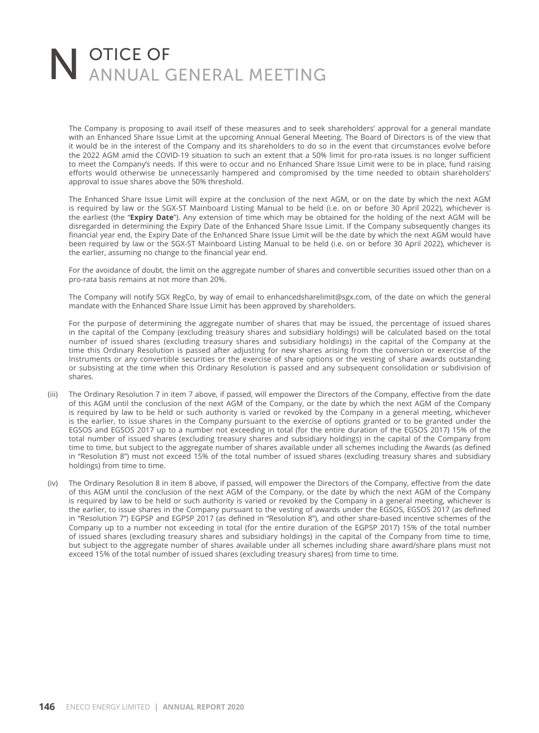# NOTICE OF ANNUAL GENERAL MEETING

The Company is proposing to avail itself of these measures and to seek shareholders' approval for a general mandate with an Enhanced Share Issue Limit at the upcoming Annual General Meeting. The Board of Directors is of the view that it would be in the interest of the Company and its shareholders to do so in the event that circumstances evolve before the 2022 AGM amid the COVID-19 situation to such an extent that a 50% limit for pro-rata issues is no longer sufficient to meet the Company's needs. If this were to occur and no Enhanced Share Issue Limit were to be in place, fund raising efforts would otherwise be unnecessarily hampered and compromised by the time needed to obtain shareholders' approval to issue shares above the 50% threshold.

The Enhanced Share Issue Limit will expire at the conclusion of the next AGM, or on the date by which the next AGM is required by law or the SGX-ST Mainboard Listing Manual to be held (i.e. on or before 30 April 2022), whichever is the earliest (the "**Expiry Date**"). Any extension of time which may be obtained for the holding of the next AGM will be disregarded in determining the Expiry Date of the Enhanced Share Issue Limit. If the Company subsequently changes its financial year end, the Expiry Date of the Enhanced Share Issue Limit will be the date by which the next AGM would have been required by law or the SGX-ST Mainboard Listing Manual to be held (i.e. on or before 30 April 2022), whichever is the earlier, assuming no change to the financial year end.

For the avoidance of doubt, the limit on the aggregate number of shares and convertible securities issued other than on a pro-rata basis remains at not more than 20%.

The Company will notify SGX RegCo, by way of email to enhancedsharelimit@sgx.com, of the date on which the general mandate with the Enhanced Share Issue Limit has been approved by shareholders.

For the purpose of determining the aggregate number of shares that may be issued, the percentage of issued shares in the capital of the Company (excluding treasury shares and subsidiary holdings) will be calculated based on the total number of issued shares (excluding treasury shares and subsidiary holdings) in the capital of the Company at the time this Ordinary Resolution is passed after adjusting for new shares arising from the conversion or exercise of the Instruments or any convertible securities or the exercise of share options or the vesting of share awards outstanding or subsisting at the time when this Ordinary Resolution is passed and any subsequent consolidation or subdivision of shares.

(iii) The Ordinary Resolution 7 in item 7 above, if passed, will empower the Directors of the Company, effective from the date of this AGM until the conclusion of the next AGM of the Company, or the date by which the next AGM of the Company is required by law to be held or such authority is varied or revoked by the Company in a general meeting, whichever is the earlier, to issue shares in the Company pursuant to the exercise of options granted or to be granted under the EGSOS and EGSOS 2017 up to a number not exceeding in total (for the entire duration of the EGSOS 2017) 15% of the total number of issued shares (excluding treasury shares and subsidiary holdings) in the capital of the Company from time to time, but subject to the aggregate number of shares available under all schemes including the Awards (as defined in "Resolution 8") must not exceed 15% of the total number of issued shares (excluding treasury shares and subsidiary holdings) from time to time.

(iv) The Ordinary Resolution 8 in item 8 above, if passed, will empower the Directors of the Company, effective from the date of this AGM until the conclusion of the next AGM of the Company, or the date by which the next AGM of the Company is required by law to be held or such authority is varied or revoked by the Company in a general meeting, whichever is the earlier, to issue shares in the Company pursuant to the vesting of awards under the EGSOS, EGSOS 2017 (as defined in "Resolution 7") EGPSP and EGPSP 2017 (as defined in "Resolution 8"), and other share-based incentive schemes of the Company up to a number not exceeding in total (for the entire duration of the EGPSP 2017) 15% of the total number of issued shares (excluding treasury shares and subsidiary holdings) in the capital of the Company from time to time, but subject to the aggregate number of shares available under all schemes including share award/share plans must not exceed 15% of the total number of issued shares (excluding treasury shares) from time to time.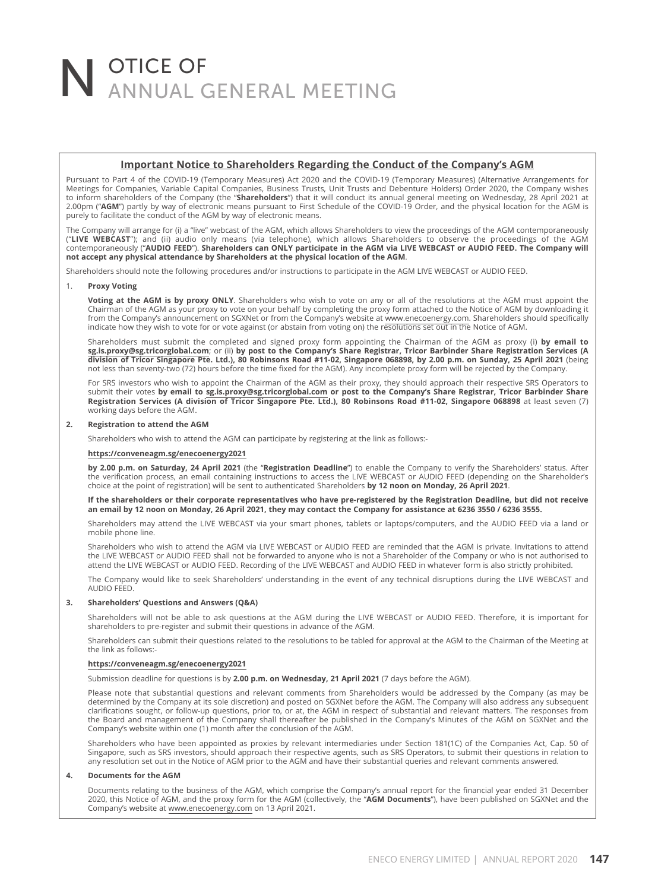# NOTICE OF ANNUAL GENERAL MEETING

## Important Notice to Shareholders Regarding the Conduct of the Company's AGM

Pursuant to Part 4 of the COVID-19 (Temporary Measures) Act 2020 and the COVID-19 (Temporary Measures) (Alternative Arrangements for Meetings for Companies, Variable Capital Companies, Business Trusts, Unit Trusts and Debenture Holders) Order 2020, the Company wishes to inform shareholders of the Company (the "**Shareholders**") that it will conduct its annual general meeting on Wednesday, 28 April 2021 at 2.00pm ("**AGM**") partly by way of electronic means pursuant to First Schedule of the COVID-19 Order, and the physical location for the AGM is purely to facilitate the conduct of the AGM by way of electronic means.

The Company will arrange for (i) a "live" webcast of the AGM, which allows Shareholders to view the proceedings of the AGM contemporaneously ("**LIVE WEBCAST**"); and (ii) audio only means (via telephone), which allows Shareholders to observe the proceedings of the AGM contemporaneously ("**AUDIO FEED**"). **Shareholders can ONLY participate in the AGM via LIVE WEBCAST or AUDIO FEED. The Company will not accept any physical attendance by Shareholders at the physical location of the AGM**.

Shareholders should note the following procedures and/or instructions to participate in the AGM LIVE WEBCAST or AUDIO FEED.

1. **Proxy Voting**

   **Voting at the AGM is by proxy ONLY**. Shareholders who wish to vote on any or all of the resolutions at the AGM must appoint the Chairman of the AGM as your proxy to vote on your behalf by completing the proxy form attached to the Notice of AGM by downloading it from the Company's announcement on SGXNet or from the Company's website at www.enecoenergy.com. Shareholders should specifically indicate how they wish to vote for or vote against (or abstain from voting on) the resolutions set out in the Notice of AGM.

   Shareholders must submit the completed and signed proxy form appointing the Chairman of the AGM as proxy (i) **by email to sg.is.proxy@sg.tricorglobal.com**; or (ii) **by post to the Company's Share Registrar, Tricor Barbinder Share Registration Services (A division of Tricor Singapore Pte. Ltd.), 80 Robinsons Road #11-02, Singapore 068898, by 2.00 p.m. on Sunday, 25 April 2021** (being not less than seventy-two (72) hours before the time fixed for the AGM). Any incomplete proxy form will be rejected by the Company.

   For SRS investors who wish to appoint the Chairman of the AGM as their proxy, they should approach their respective SRS Operators to submit their votes **by email to sg.is.proxy@sg.tricorglobal.com or post to the Company's Share Registrar, Tricor Barbinder Share Registration Services (A division of Tricor Singapore Pte. Ltd.), 80 Robinsons Road #11-02, Singapore 068898** at least seven (7) working days before the AGM.

2. **Registration to attend the AGM**

   Shareholders who wish to attend the AGM can participate by registering at the link as follows:-

   **https://conveneagm.sg/enecoenergy2021**

   **by 2.00 p.m. on Saturday, 24 April 2021** (the "**Registration Deadline**") to enable the Company to verify the Shareholders' status. After the verification process, an email containing instructions to access the LIVE WEBCAST or AUDIO FEED (depending on the Shareholder's choice at the point of registration) will be sent to authenticated Shareholders **by 12 noon on Monday, 26 April 2021**.

   **If the shareholders or their corporate representatives who have pre-registered by the Registration Deadline, but did not receive an email by 12 noon on Monday, 26 April 2021, they may contact the Company for assistance at 6236 3550 / 6236 3555.**

   Shareholders may attend the LIVE WEBCAST via your smart phones, tablets or laptops/computers, and the AUDIO FEED via a land or mobile phone line.

   Shareholders who wish to attend the AGM via LIVE WEBCAST or AUDIO FEED are reminded that the AGM is private. Invitations to attend the LIVE WEBCAST or AUDIO FEED shall not be forwarded to anyone who is not a Shareholder of the Company or who is not authorised to attend the LIVE WEBCAST or AUDIO FEED. Recording of the LIVE WEBCAST and AUDIO FEED in whatever form is also strictly prohibited.

   The Company would like to seek Shareholders' understanding in the event of any technical disruptions during the LIVE WEBCAST and AUDIO FEED.

3. **Shareholders' Questions and Answers (Q&A)**

   Shareholders will not be able to ask questions at the AGM during the LIVE WEBCAST or AUDIO FEED. Therefore, it is important for shareholders to pre-register and submit their questions in advance of the AGM.

   Shareholders can submit their questions related to the resolutions to be tabled for approval at the AGM to the Chairman of the Meeting at the link as follows:-

   **https://conveneagm.sg/enecoenergy2021**

   Submission deadline for questions is by **2.00 p.m. on Wednesday, 21 April 2021** (7 days before the AGM).

   Please note that substantial questions and relevant comments from Shareholders would be addressed by the Company (as may be determined by the Company at its sole discretion) and posted on SGXNet before the AGM. The Company will also address any subsequent clarifications sought, or follow-up questions, prior to, or at, the AGM in respect of substantial and relevant matters. The responses from the Board and management of the Company shall thereafter be published in the Company's Minutes of the AGM on SGXNet and the Company's website within one (1) month after the conclusion of the AGM.

   Shareholders who have been appointed as proxies by relevant intermediaries under Section 181(1C) of the Companies Act, Cap. 50 of Singapore, such as SRS investors, should approach their respective agents, such as SRS Operators, to submit their questions in relation to any resolution set out in the Notice of AGM prior to the AGM and have their substantial queries and relevant comments answered.

4. **Documents for the AGM**

   Documents relating to the business of the AGM, which comprise the Company's annual report for the financial year ended 31 December 2020, this Notice of AGM, and the proxy form for the AGM (collectively, the "**AGM Documents**"), have been published on SGXNet and the Company's website at www.enecoenergy.com on 13 April 2021.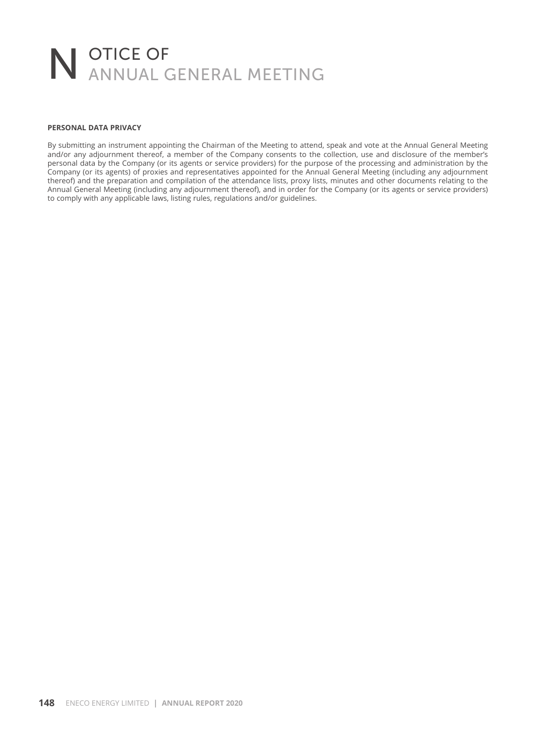# NOTICE OF ANNUAL GENERAL MEETING

**PERSONAL DATA PRIVACY**

By submitting an instrument appointing the Chairman of the Meeting to attend, speak and vote at the Annual General Meeting and/or any adjournment thereof, a member of the Company consents to the collection, use and disclosure of the member's personal data by the Company (or its agents or service providers) for the purpose of the processing and administration by the Company (or its agents) of proxies and representatives appointed for the Annual General Meeting (including any adjournment thereof) and the preparation and compilation of the attendance lists, proxy lists, minutes and other documents relating to the Annual General Meeting (including any adjournment thereof), and in order for the Company (or its agents or service providers) to comply with any applicable laws, listing rules, regulations and/or guidelines.